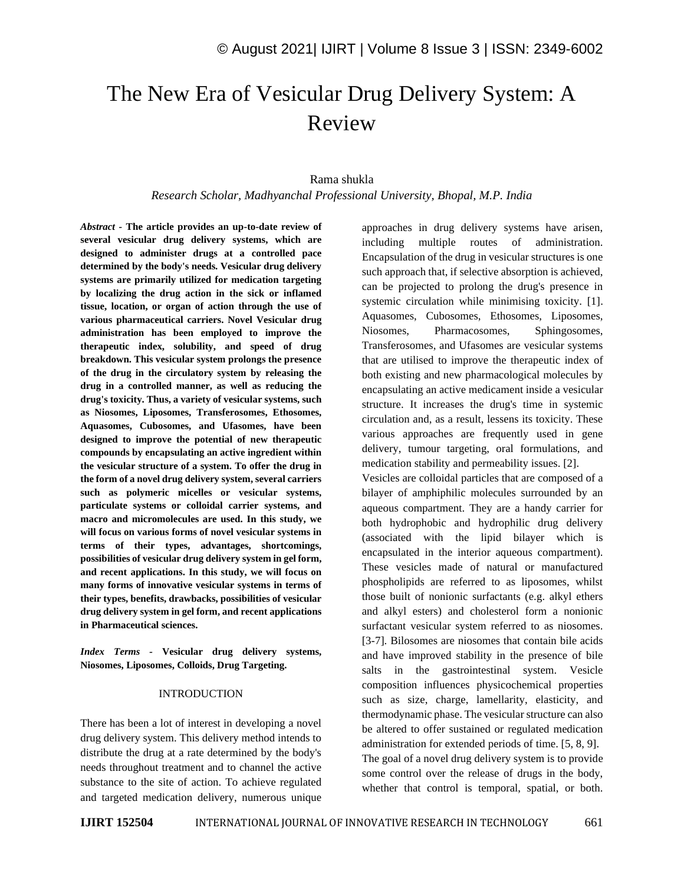# The New Era of Vesicular Drug Delivery System: A Review

Rama shukla

*Research Scholar, Madhyanchal Professional University, Bhopal, M.P. India*

***Abstract* - The article provides an up-to-date review of several vesicular drug delivery systems, which are designed to administer drugs at a controlled pace determined by the body's needs. Vesicular drug delivery systems are primarily utilized for medication targeting by localizing the drug action in the sick or inflamed tissue, location, or organ of action through the use of various pharmaceutical carriers. Novel Vesicular drug administration has been employed to improve the therapeutic index, solubility, and speed of drug breakdown. This vesicular system prolongs the presence of the drug in the circulatory system by releasing the drug in a controlled manner, as well as reducing the drug's toxicity. Thus, a variety of vesicular systems, such as Niosomes, Liposomes, Transferosomes, Ethosomes, Aquasomes, Cubosomes, and Ufasomes, have been designed to improve the potential of new therapeutic compounds by encapsulating an active ingredient within the vesicular structure of a system. To offer the drug in the form of a novel drug delivery system, several carriers such as polymeric micelles or vesicular systems, particulate systems or colloidal carrier systems, and macro and micromolecules are used. In this study, we will focus on various forms of novel vesicular systems in terms of their types, advantages, shortcomings, possibilities of vesicular drug delivery system in gel form, and recent applications. In this study, we will focus on many forms of innovative vesicular systems in terms of their types, benefits, drawbacks, possibilities of vesicular drug delivery system in gel form, and recent applications in Pharmaceutical sciences.**

***Index Terms* - Vesicular drug delivery systems, Niosomes, Liposomes, Colloids, Drug Targeting.**

## INTRODUCTION

There has been a lot of interest in developing a novel drug delivery system. This delivery method intends to distribute the drug at a rate determined by the body's needs throughout treatment and to channel the active substance to the site of action. To achieve regulated and targeted medication delivery, numerous unique approaches in drug delivery systems have arisen, including multiple routes of administration. Encapsulation of the drug in vesicular structures is one such approach that, if selective absorption is achieved, can be projected to prolong the drug's presence in systemic circulation while minimising toxicity. [1]. Aquasomes, Cubosomes, Ethosomes, Liposomes, Niosomes, Pharmacosomes, Sphingosomes, Transferosomes, and Ufasomes are vesicular systems that are utilised to improve the therapeutic index of both existing and new pharmacological molecules by encapsulating an active medicament inside a vesicular structure. It increases the drug's time in systemic circulation and, as a result, lessens its toxicity. These various approaches are frequently used in gene delivery, tumour targeting, oral formulations, and medication stability and permeability issues. [2].

Vesicles are colloidal particles that are composed of a bilayer of amphiphilic molecules surrounded by an aqueous compartment. They are a handy carrier for both hydrophobic and hydrophilic drug delivery (associated with the lipid bilayer which is encapsulated in the interior aqueous compartment). These vesicles made of natural or manufactured phospholipids are referred to as liposomes, whilst those built of nonionic surfactants (e.g. alkyl ethers and alkyl esters) and cholesterol form a nonionic surfactant vesicular system referred to as niosomes. [3-7]. Bilosomes are niosomes that contain bile acids and have improved stability in the presence of bile salts in the gastrointestinal system. Vesicle composition influences physicochemical properties such as size, charge, lamellarity, elasticity, and thermodynamic phase. The vesicular structure can also be altered to offer sustained or regulated medication administration for extended periods of time. [5, 8, 9].

The goal of a novel drug delivery system is to provide some control over the release of drugs in the body, whether that control is temporal, spatial, or both.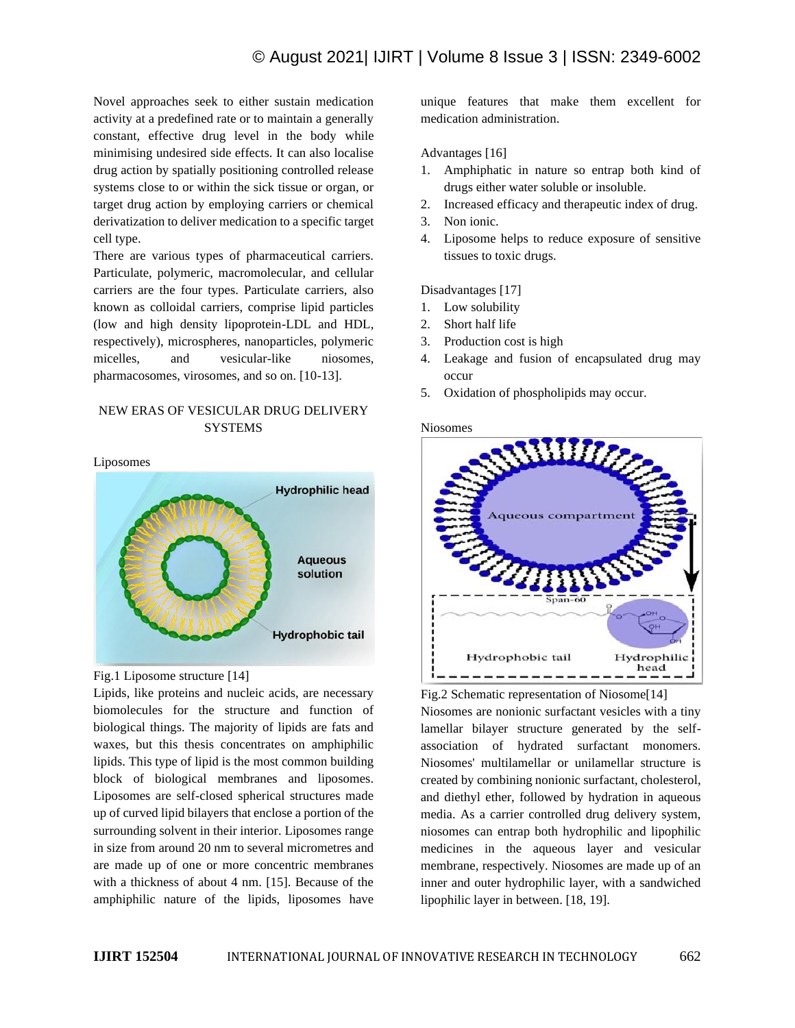Novel approaches seek to either sustain medication activity at a predefined rate or to maintain a generally constant, effective drug level in the body while minimising undesired side effects. It can also localise drug action by spatially positioning controlled release systems close to or within the sick tissue or organ, or target drug action by employing carriers or chemical derivatization to deliver medication to a specific target cell type.

There are various types of pharmaceutical carriers. Particulate, polymeric, macromolecular, and cellular carriers are the four types. Particulate carriers, also known as colloidal carriers, comprise lipid particles (low and high density lipoprotein-LDL and HDL, respectively), microspheres, nanoparticles, polymeric micelles, and vesicular-like niosomes, pharmacosomes, virosomes, and so on. [10-13].

## NEW ERAS OF VESICULAR DRUG DELIVERY SYSTEMS

### Liposomes

Fig.1 Liposome structure [14]

Lipids, like proteins and nucleic acids, are necessary biomolecules for the structure and function of biological things. The majority of lipids are fats and waxes, but this thesis concentrates on amphiphilic lipids. This type of lipid is the most common building block of biological membranes and liposomes. Liposomes are self-closed spherical structures made up of curved lipid bilayers that enclose a portion of the surrounding solvent in their interior. Liposomes range in size from around 20 nm to several micrometres and are made up of one or more concentric membranes with a thickness of about 4 nm. [15]. Because of the amphiphilic nature of the lipids, liposomes have unique features that make them excellent for medication administration.

Advantages [16]

1. Amphiphatic in nature so entrap both kind of drugs either water soluble or insoluble.
2. Increased efficacy and therapeutic index of drug.
3. Non ionic.
4. Liposome helps to reduce exposure of sensitive tissues to toxic drugs.

Disadvantages [17]

1. Low solubility
2. Short half life
3. Production cost is high
4. Leakage and fusion of encapsulated drug may occur
5. Oxidation of phospholipids may occur.

### Niosomes

Fig.2 Schematic representation of Niosome[14]

Niosomes are nonionic surfactant vesicles with a tiny lamellar bilayer structure generated by the self-association of hydrated surfactant monomers. Niosomes' multilamellar or unilamellar structure is created by combining nonionic surfactant, cholesterol, and diethyl ether, followed by hydration in aqueous media. As a carrier controlled drug delivery system, niosomes can entrap both hydrophilic and lipophilic medicines in the aqueous layer and vesicular membrane, respectively. Niosomes are made up of an inner and outer hydrophilic layer, with a sandwiched lipophilic layer in between. [18, 19].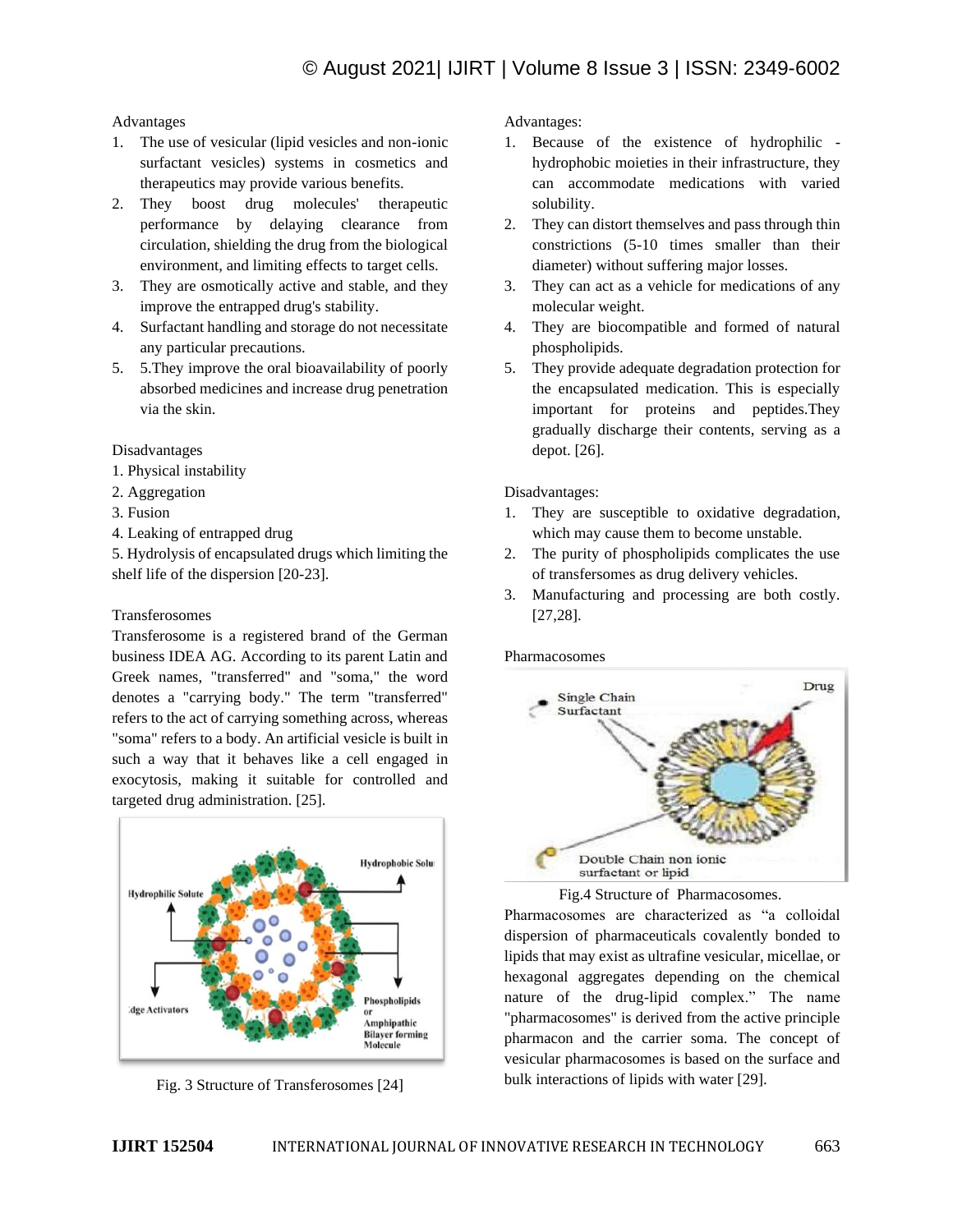Advantages

1. The use of vesicular (lipid vesicles and non-ionic surfactant vesicles) systems in cosmetics and therapeutics may provide various benefits.
2. They boost drug molecules' therapeutic performance by delaying clearance from circulation, shielding the drug from the biological environment, and limiting effects to target cells.
3. They are osmotically active and stable, and they improve the entrapped drug's stability.
4. Surfactant handling and storage do not necessitate any particular precautions.
5. 5.They improve the oral bioavailability of poorly absorbed medicines and increase drug penetration via the skin.

Disadvantages

1. Physical instability
2. Aggregation
3. Fusion
4. Leaking of entrapped drug
5. Hydrolysis of encapsulated drugs which limiting the shelf life of the dispersion [20-23].

Transferosomes

Transferosome is a registered brand of the German business IDEA AG. According to its parent Latin and Greek names, "transferred" and "soma," the word denotes a "carrying body." The term "transferred" refers to the act of carrying something across, whereas "soma" refers to a body. An artificial vesicle is built in such a way that it behaves like a cell engaged in exocytosis, making it suitable for controlled and targeted drug administration. [25].

Fig. 3 Structure of Transferosomes [24]

Advantages:

1. Because of the existence of hydrophilic - hydrophobic moieties in their infrastructure, they can accommodate medications with varied solubility.
2. They can distort themselves and pass through thin constrictions (5-10 times smaller than their diameter) without suffering major losses.
3. They can act as a vehicle for medications of any molecular weight.
4. They are biocompatible and formed of natural phospholipids.
5. They provide adequate degradation protection for the encapsulated medication. This is especially important for proteins and peptides.They gradually discharge their contents, serving as a depot. [26].

Disadvantages:

1. They are susceptible to oxidative degradation, which may cause them to become unstable.
2. The purity of phospholipids complicates the use of transfersomes as drug delivery vehicles.
3. Manufacturing and processing are both costly. [27,28].

Pharmacosomes

Fig.4 Structure of Pharmacosomes.

Pharmacosomes are characterized as "a colloidal dispersion of pharmaceuticals covalently bonded to lipids that may exist as ultrafine vesicular, micellae, or hexagonal aggregates depending on the chemical nature of the drug-lipid complex." The name "pharmacosomes" is derived from the active principle pharmacon and the carrier soma. The concept of vesicular pharmacosomes is based on the surface and bulk interactions of lipids with water [29].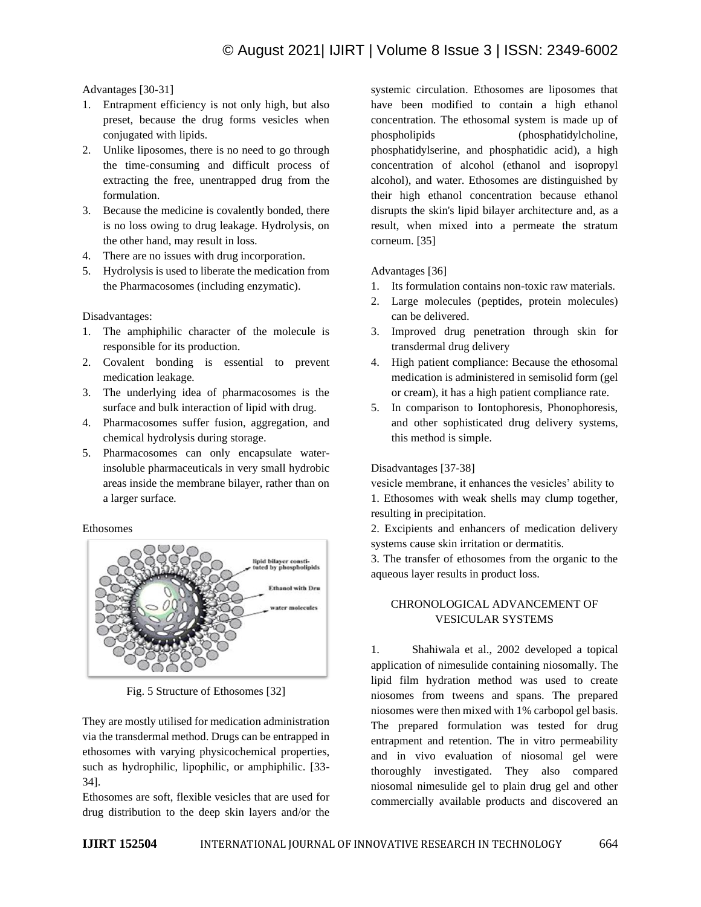Advantages [30-31]

1. Entrapment efficiency is not only high, but also preset, because the drug forms vesicles when conjugated with lipids.
2. Unlike liposomes, there is no need to go through the time-consuming and difficult process of extracting the free, unentrapped drug from the formulation.
3. Because the medicine is covalently bonded, there is no loss owing to drug leakage. Hydrolysis, on the other hand, may result in loss.
4. There are no issues with drug incorporation.
5. Hydrolysis is used to liberate the medication from the Pharmacosomes (including enzymatic).

Disadvantages:

1. The amphiphilic character of the molecule is responsible for its production.
2. Covalent bonding is essential to prevent medication leakage.
3. The underlying idea of pharmacosomes is the surface and bulk interaction of lipid with drug.
4. Pharmacosomes suffer fusion, aggregation, and chemical hydrolysis during storage.
5. Pharmacosomes can only encapsulate water-insoluble pharmaceuticals in very small hydrobic areas inside the membrane bilayer, rather than on a larger surface.

Ethosomes

Fig. 5 Structure of Ethosomes [32]

They are mostly utilised for medication administration via the transdermal method. Drugs can be entrapped in ethosomes with varying physicochemical properties, such as hydrophilic, lipophilic, or amphiphilic. [33-34].

Ethosomes are soft, flexible vesicles that are used for drug distribution to the deep skin layers and/or the systemic circulation. Ethosomes are liposomes that have been modified to contain a high ethanol concentration. The ethosomal system is made up of phospholipids (phosphatidylcholine, phosphatidylserine, and phosphatidic acid), a high concentration of alcohol (ethanol and isopropyl alcohol), and water. Ethosomes are distinguished by their high ethanol concentration because ethanol disrupts the skin's lipid bilayer architecture and, as a result, when mixed into a permeate the stratum corneum. [35]

Advantages [36]

1. Its formulation contains non-toxic raw materials.
2. Large molecules (peptides, protein molecules) can be delivered.
3. Improved drug penetration through skin for transdermal drug delivery
4. High patient compliance: Because the ethosomal medication is administered in semisolid form (gel or cream), it has a high patient compliance rate.
5. In comparison to Iontophoresis, Phonophoresis, and other sophisticated drug delivery systems, this method is simple.

Disadvantages [37-38]

vesicle membrane, it enhances the vesicles' ability to

1. Ethosomes with weak shells may clump together, resulting in precipitation.

2. Excipients and enhancers of medication delivery systems cause skin irritation or dermatitis.

3. The transfer of ethosomes from the organic to the aqueous layer results in product loss.

## CHRONOLOGICAL ADVANCEMENT OF VESICULAR SYSTEMS

1. Shahiwala et al., 2002 developed a topical application of nimesulide containing niosomally. The lipid film hydration method was used to create niosomes from tweens and spans. The prepared niosomes were then mixed with 1% carbopol gel basis. The prepared formulation was tested for drug entrapment and retention. The in vitro permeability and in vivo evaluation of niosomal gel were thoroughly investigated. They also compared niosomal nimesulide gel to plain drug gel and other commercially available products and discovered an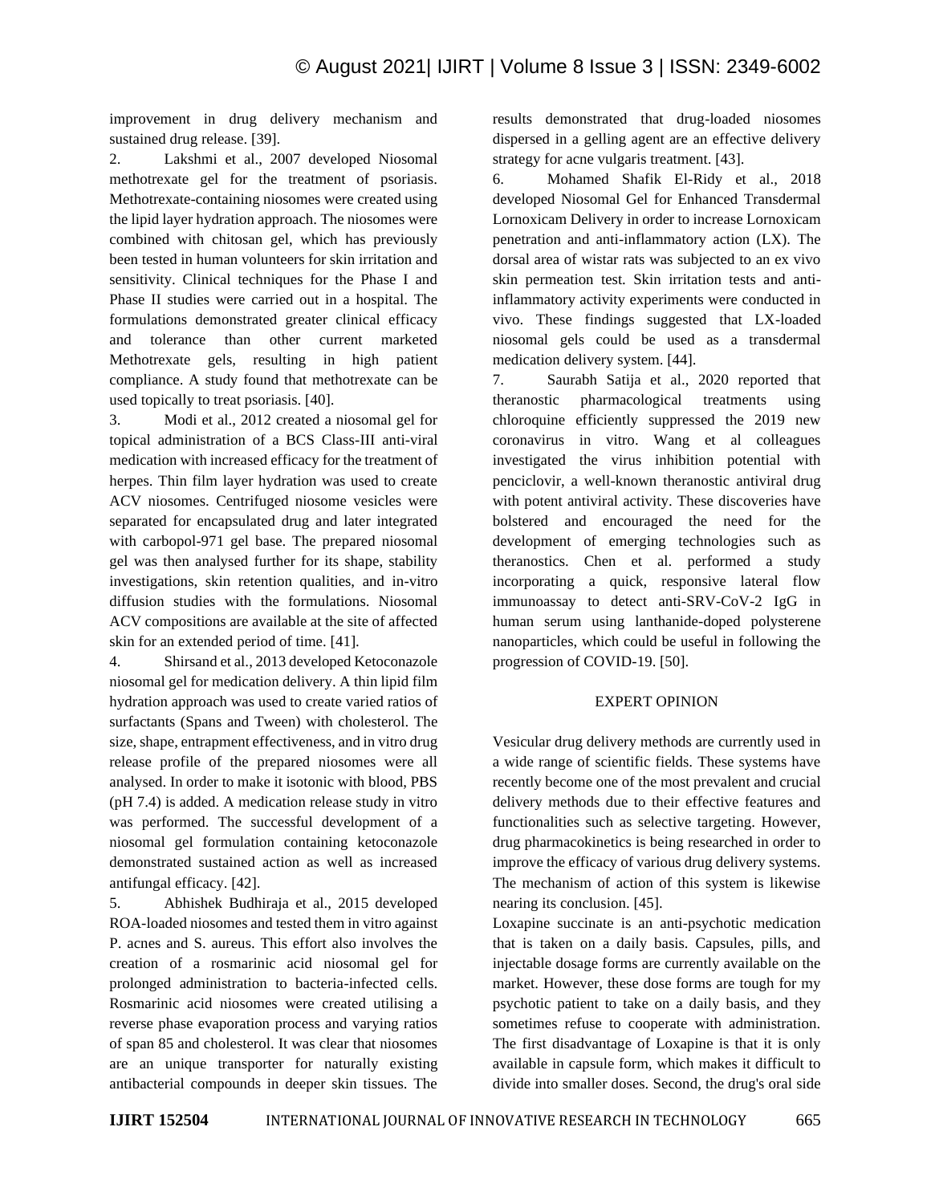improvement in drug delivery mechanism and sustained drug release. [39].

2. Lakshmi et al., 2007 developed Niosomal methotrexate gel for the treatment of psoriasis. Methotrexate-containing niosomes were created using the lipid layer hydration approach. The niosomes were combined with chitosan gel, which has previously been tested in human volunteers for skin irritation and sensitivity. Clinical techniques for the Phase I and Phase II studies were carried out in a hospital. The formulations demonstrated greater clinical efficacy and tolerance than other current marketed Methotrexate gels, resulting in high patient compliance. A study found that methotrexate can be used topically to treat psoriasis. [40].

3. Modi et al., 2012 created a niosomal gel for topical administration of a BCS Class-III anti-viral medication with increased efficacy for the treatment of herpes. Thin film layer hydration was used to create ACV niosomes. Centrifuged niosome vesicles were separated for encapsulated drug and later integrated with carbopol-971 gel base. The prepared niosomal gel was then analysed further for its shape, stability investigations, skin retention qualities, and in-vitro diffusion studies with the formulations. Niosomal ACV compositions are available at the site of affected skin for an extended period of time. [41].

4. Shirsand et al., 2013 developed Ketoconazole niosomal gel for medication delivery. A thin lipid film hydration approach was used to create varied ratios of surfactants (Spans and Tween) with cholesterol. The size, shape, entrapment effectiveness, and in vitro drug release profile of the prepared niosomes were all analysed. In order to make it isotonic with blood, PBS (pH 7.4) is added. A medication release study in vitro was performed. The successful development of a niosomal gel formulation containing ketoconazole demonstrated sustained action as well as increased antifungal efficacy. [42].

5. Abhishek Budhiraja et al., 2015 developed ROA-loaded niosomes and tested them in vitro against P. acnes and S. aureus. This effort also involves the creation of a rosmarinic acid niosomal gel for prolonged administration to bacteria-infected cells. Rosmarinic acid niosomes were created utilising a reverse phase evaporation process and varying ratios of span 85 and cholesterol. It was clear that niosomes are an unique transporter for naturally existing antibacterial compounds in deeper skin tissues. The results demonstrated that drug-loaded niosomes dispersed in a gelling agent are an effective delivery strategy for acne vulgaris treatment. [43].

6. Mohamed Shafik El-Ridy et al., 2018 developed Niosomal Gel for Enhanced Transdermal Lornoxicam Delivery in order to increase Lornoxicam penetration and anti-inflammatory action (LX). The dorsal area of wistar rats was subjected to an ex vivo skin permeation test. Skin irritation tests and anti-inflammatory activity experiments were conducted in vivo. These findings suggested that LX-loaded niosomal gels could be used as a transdermal medication delivery system. [44].

7. Saurabh Satija et al., 2020 reported that theranostic pharmacological treatments using chloroquine efficiently suppressed the 2019 new coronavirus in vitro. Wang et al colleagues investigated the virus inhibition potential with penciclovir, a well-known theranostic antiviral drug with potent antiviral activity. These discoveries have bolstered and encouraged the need for the development of emerging technologies such as theranostics. Chen et al. performed a study incorporating a quick, responsive lateral flow immunoassay to detect anti-SRV-CoV-2 IgG in human serum using lanthanide-doped polysterene nanoparticles, which could be useful in following the progression of COVID-19. [50].

## EXPERT OPINION

Vesicular drug delivery methods are currently used in a wide range of scientific fields. These systems have recently become one of the most prevalent and crucial delivery methods due to their effective features and functionalities such as selective targeting. However, drug pharmacokinetics is being researched in order to improve the efficacy of various drug delivery systems. The mechanism of action of this system is likewise nearing its conclusion. [45].

Loxapine succinate is an anti-psychotic medication that is taken on a daily basis. Capsules, pills, and injectable dosage forms are currently available on the market. However, these dose forms are tough for my psychotic patient to take on a daily basis, and they sometimes refuse to cooperate with administration. The first disadvantage of Loxapine is that it is only available in capsule form, which makes it difficult to divide into smaller doses. Second, the drug's oral side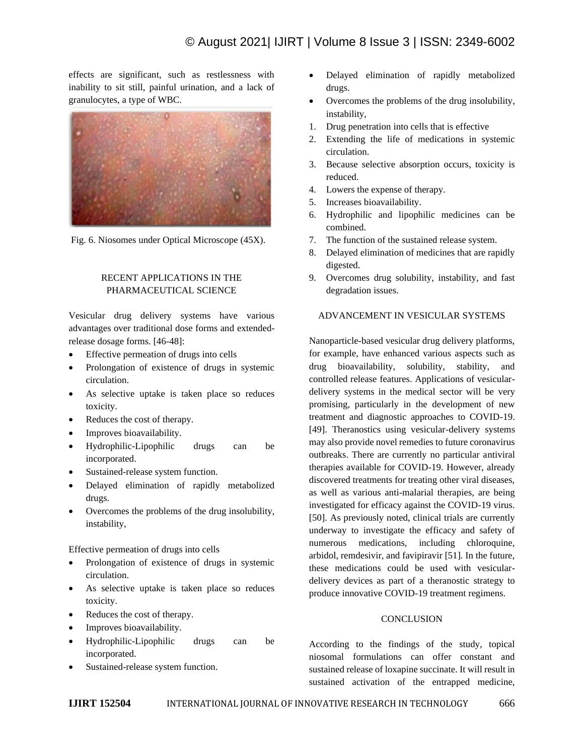effects are significant, such as restlessness with inability to sit still, painful urination, and a lack of granulocytes, a type of WBC.

Fig. 6. Niosomes under Optical Microscope (45X).

## RECENT APPLICATIONS IN THE PHARMACEUTICAL SCIENCE

Vesicular drug delivery systems have various advantages over traditional dose forms and extended-release dosage forms. [46-48]:

- Effective permeation of drugs into cells
- Prolongation of existence of drugs in systemic circulation.
- As selective uptake is taken place so reduces toxicity.
- Reduces the cost of therapy.
- Improves bioavailability.
- Hydrophilic-Lipophilic drugs can be incorporated.
- Sustained-release system function.
- Delayed elimination of rapidly metabolized drugs.
- Overcomes the problems of the drug insolubility, instability,

Effective permeation of drugs into cells

- Prolongation of existence of drugs in systemic circulation.
- As selective uptake is taken place so reduces toxicity.
- Reduces the cost of therapy.
- Improves bioavailability.
- Hydrophilic-Lipophilic drugs can be incorporated.
- Sustained-release system function.
- Delayed elimination of rapidly metabolized drugs.
- Overcomes the problems of the drug insolubility, instability,

1. Drug penetration into cells that is effective
2. Extending the life of medications in systemic circulation.
3. Because selective absorption occurs, toxicity is reduced.
4. Lowers the expense of therapy.
5. Increases bioavailability.
6. Hydrophilic and lipophilic medicines can be combined.
7. The function of the sustained release system.
8. Delayed elimination of medicines that are rapidly digested.
9. Overcomes drug solubility, instability, and fast degradation issues.

## ADVANCEMENT IN VESICULAR SYSTEMS

Nanoparticle-based vesicular drug delivery platforms, for example, have enhanced various aspects such as drug bioavailability, solubility, stability, and controlled release features. Applications of vesicular-delivery systems in the medical sector will be very promising, particularly in the development of new treatment and diagnostic approaches to COVID-19. [49]. Theranostics using vesicular-delivery systems may also provide novel remedies to future coronavirus outbreaks. There are currently no particular antiviral therapies available for COVID-19. However, already discovered treatments for treating other viral diseases, as well as various anti-malarial therapies, are being investigated for efficacy against the COVID-19 virus. [50]. As previously noted, clinical trials are currently underway to investigate the efficacy and safety of numerous medications, including chloroquine, arbidol, remdesivir, and favipiravir [51]. In the future, these medications could be used with vesicular-delivery devices as part of a theranostic strategy to produce innovative COVID-19 treatment regimens.

## CONCLUSION

According to the findings of the study, topical niosomal formulations can offer constant and sustained release of loxapine succinate. It will result in sustained activation of the entrapped medicine,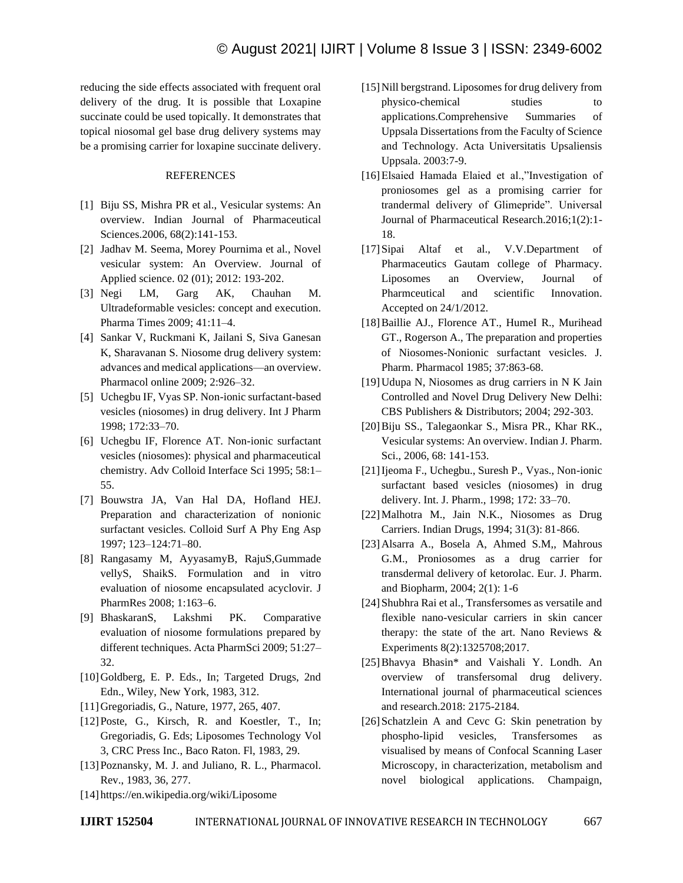reducing the side effects associated with frequent oral delivery of the drug. It is possible that Loxapine succinate could be used topically. It demonstrates that topical niosomal gel base drug delivery systems may be a promising carrier for loxapine succinate delivery.

## REFERENCES

[1] Biju SS, Mishra PR et al., Vesicular systems: An overview. Indian Journal of Pharmaceutical Sciences.2006, 68(2):141-153.

[2] Jadhav M. Seema, Morey Pournima et al., Novel vesicular system: An Overview. Journal of Applied science. 02 (01); 2012: 193-202.

[3] Negi LM, Garg AK, Chauhan M. Ultradeformable vesicles: concept and execution. Pharma Times 2009; 41:11–4.

[4] Sankar V, Ruckmani K, Jailani S, Siva Ganesan K, Sharavanan S. Niosome drug delivery system: advances and medical applications—an overview. Pharmacol online 2009; 2:926–32.

[5] Uchegbu IF, Vyas SP. Non-ionic surfactant-based vesicles (niosomes) in drug delivery. Int J Pharm 1998; 172:33–70.

[6] Uchegbu IF, Florence AT. Non-ionic surfactant vesicles (niosomes): physical and pharmaceutical chemistry. Adv Colloid Interface Sci 1995; 58:1–55.

[7] Bouwstra JA, Van Hal DA, Hofland HEJ. Preparation and characterization of nonionic surfactant vesicles. Colloid Surf A Phy Eng Asp 1997; 123–124:71–80.

[8] Rangasamy M, AyyasamyB, RajuS,Gummade vellyS, ShaikS. Formulation and in vitro evaluation of niosome encapsulated acyclovir. J PharmRes 2008; 1:163–6.

[9] BhaskaranS, Lakshmi PK. Comparative evaluation of niosome formulations prepared by different techniques. Acta PharmSci 2009; 51:27–32.

[10] Goldberg, E. P. Eds., In; Targeted Drugs, 2nd Edn., Wiley, New York, 1983, 312.

[11] Gregoriadis, G., Nature, 1977, 265, 407.

[12] Poste, G., Kirsch, R. and Koestler, T., In; Gregoriadis, G. Eds; Liposomes Technology Vol 3, CRC Press Inc., Baco Raton. Fl, 1983, 29.

[13] Poznansky, M. J. and Juliano, R. L., Pharmacol. Rev., 1983, 36, 277.

[14] https://en.wikipedia.org/wiki/Liposome

[15] Nill bergstrand. Liposomes for drug delivery from physico-chemical studies to applications.Comprehensive Summaries of Uppsala Dissertations from the Faculty of Science and Technology. Acta Universitatis Upsaliensis Uppsala. 2003:7-9.

[16] Elsaied Hamada Elaied et al.,"Investigation of proniosomes gel as a promising carrier for trandermal delivery of Glimepride". Universal Journal of Pharmaceutical Research.2016;1(2):1-18.

[17] Sipai Altaf et al., V.V.Department of Pharmaceutics Gautam college of Pharmacy. Liposomes an Overview, Journal of Pharmceutical and scientific Innovation. Accepted on 24/1/2012.

[18] Baillie AJ., Florence AT., HumeI R., Murihead GT., Rogerson A., The preparation and properties of Niosomes-Nonionic surfactant vesicles. J. Pharm. Pharmacol 1985; 37:863-68.

[19] Udupa N, Niosomes as drug carriers in N K Jain Controlled and Novel Drug Delivery New Delhi: CBS Publishers & Distributors; 2004; 292-303.

[20] Biju SS., Talegaonkar S., Misra PR., Khar RK., Vesicular systems: An overview. Indian J. Pharm. Sci., 2006, 68: 141-153.

[21] Ijeoma F., Uchegbu., Suresh P., Vyas., Non-ionic surfactant based vesicles (niosomes) in drug delivery. Int. J. Pharm., 1998; 172: 33–70.

[22] Malhotra M., Jain N.K., Niosomes as Drug Carriers. Indian Drugs, 1994; 31(3): 81-866.

[23] Alsarra A., Bosela A, Ahmed S.M,, Mahrous G.M., Proniosomes as a drug carrier for transdermal delivery of ketorolac. Eur. J. Pharm. and Biopharm, 2004; 2(1): 1-6

[24] Shubhra Rai et al., Transfersomes as versatile and flexible nano-vesicular carriers in skin cancer therapy: the state of the art. Nano Reviews & Experiments 8(2):1325708;2017.

[25] Bhavya Bhasin* and Vaishali Y. Londh. An overview of transfersomal drug delivery. International journal of pharmaceutical sciences and research.2018: 2175-2184.

[26] Schatzlein A and Cevc G: Skin penetration by phospho-lipid vesicles, Transfersomes as visualised by means of Confocal Scanning Laser Microscopy, in characterization, metabolism and novel biological applications. Champaign,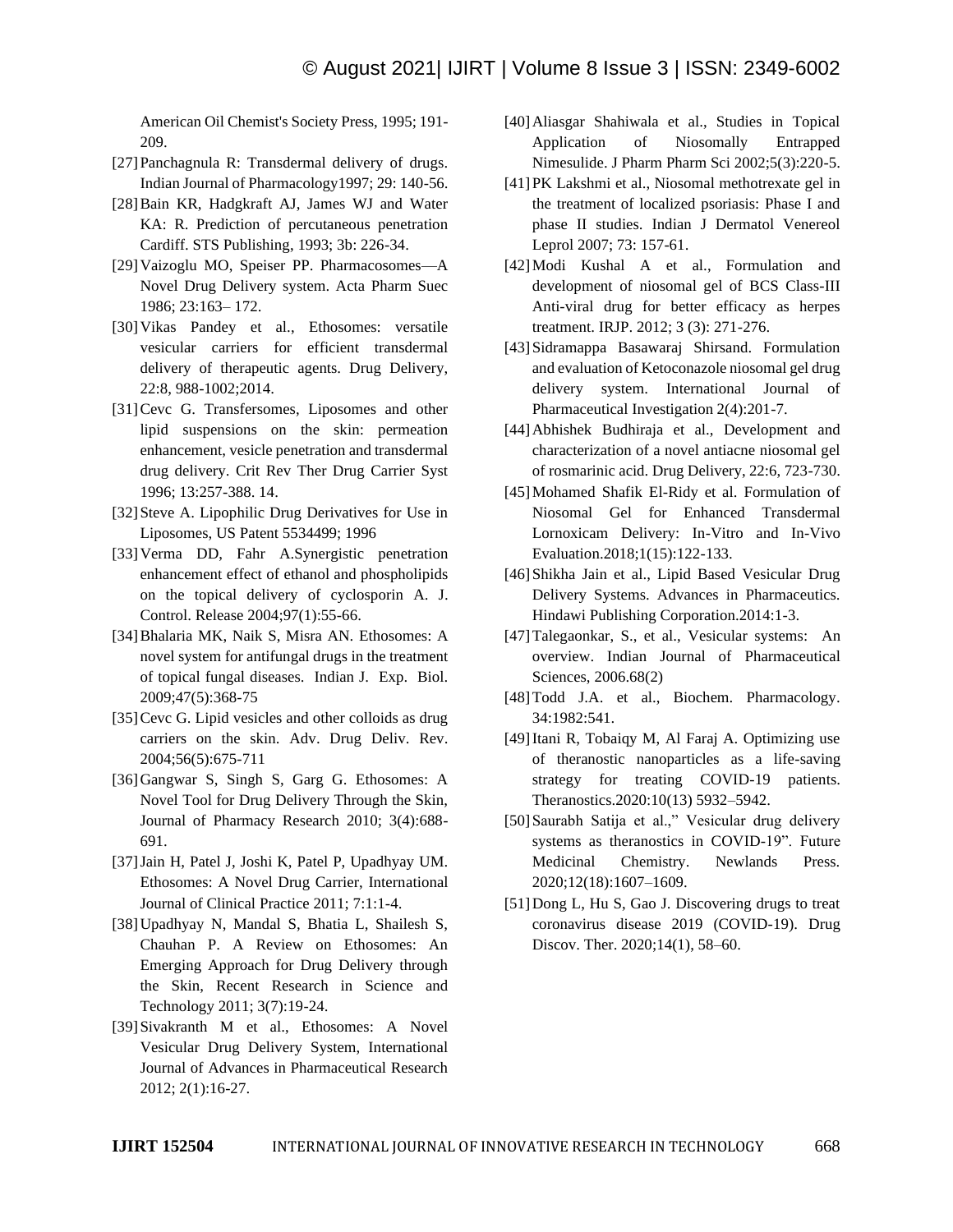American Oil Chemist's Society Press, 1995; 191-209.

[27] Panchagnula R: Transdermal delivery of drugs. Indian Journal of Pharmacology1997; 29: 140-56.

[28] Bain KR, Hadgkraft AJ, James WJ and Water KA: R. Prediction of percutaneous penetration Cardiff. STS Publishing, 1993; 3b: 226-34.

[29] Vaizoglu MO, Speiser PP. Pharmacosomes—A Novel Drug Delivery system. Acta Pharm Suec 1986; 23:163– 172.

[30] Vikas Pandey et al., Ethosomes: versatile vesicular carriers for efficient transdermal delivery of therapeutic agents. Drug Delivery, 22:8, 988-1002;2014.

[31] Cevc G. Transfersomes, Liposomes and other lipid suspensions on the skin: permeation enhancement, vesicle penetration and transdermal drug delivery. Crit Rev Ther Drug Carrier Syst 1996; 13:257-388. 14.

[32] Steve A. Lipophilic Drug Derivatives for Use in Liposomes, US Patent 5534499; 1996

[33] Verma DD, Fahr A.Synergistic penetration enhancement effect of ethanol and phospholipids on the topical delivery of cyclosporin A. J. Control. Release 2004;97(1):55-66.

[34] Bhalaria MK, Naik S, Misra AN. Ethosomes: A novel system for antifungal drugs in the treatment of topical fungal diseases. Indian J. Exp. Biol. 2009;47(5):368-75

[35] Cevc G. Lipid vesicles and other colloids as drug carriers on the skin. Adv. Drug Deliv. Rev. 2004;56(5):675-711

[36] Gangwar S, Singh S, Garg G. Ethosomes: A Novel Tool for Drug Delivery Through the Skin, Journal of Pharmacy Research 2010; 3(4):688-691.

[37] Jain H, Patel J, Joshi K, Patel P, Upadhyay UM. Ethosomes: A Novel Drug Carrier, International Journal of Clinical Practice 2011; 7:1:1-4.

[38] Upadhyay N, Mandal S, Bhatia L, Shailesh S, Chauhan P. A Review on Ethosomes: An Emerging Approach for Drug Delivery through the Skin, Recent Research in Science and Technology 2011; 3(7):19-24.

[39] Sivakranth M et al., Ethosomes: A Novel Vesicular Drug Delivery System, International Journal of Advances in Pharmaceutical Research 2012; 2(1):16-27.

[40] Aliasgar Shahiwala et al., Studies in Topical Application of Niosomally Entrapped Nimesulide. J Pharm Pharm Sci 2002;5(3):220-5.

[41] PK Lakshmi et al., Niosomal methotrexate gel in the treatment of localized psoriasis: Phase I and phase II studies. Indian J Dermatol Venereol Leprol 2007; 73: 157-61.

[42] Modi Kushal A et al., Formulation and development of niosomal gel of BCS Class-III Anti-viral drug for better efficacy as herpes treatment. IRJP. 2012; 3 (3): 271-276.

[43] Sidramappa Basawaraj Shirsand. Formulation and evaluation of Ketoconazole niosomal gel drug delivery system. International Journal of Pharmaceutical Investigation 2(4):201-7.

[44] Abhishek Budhiraja et al., Development and characterization of a novel antiacne niosomal gel of rosmarinic acid. Drug Delivery, 22:6, 723-730.

[45] Mohamed Shafik El-Ridy et al. Formulation of Niosomal Gel for Enhanced Transdermal Lornoxicam Delivery: In-Vitro and In-Vivo Evaluation.2018;1(15):122-133.

[46] Shikha Jain et al., Lipid Based Vesicular Drug Delivery Systems. Advances in Pharmaceutics. Hindawi Publishing Corporation.2014:1-3.

[47] Talegaonkar, S., et al., Vesicular systems: An overview. Indian Journal of Pharmaceutical Sciences, 2006.68(2)

[48] Todd J.A. et al., Biochem. Pharmacology. 34:1982:541.

[49] Itani R, Tobaiqy M, Al Faraj A. Optimizing use of theranostic nanoparticles as a life-saving strategy for treating COVID-19 patients. Theranostics.2020:10(13) 5932–5942.

[50] Saurabh Satija et al.," Vesicular drug delivery systems as theranostics in COVID-19". Future Medicinal Chemistry. Newlands Press. 2020;12(18):1607–1609.

[51] Dong L, Hu S, Gao J. Discovering drugs to treat coronavirus disease 2019 (COVID-19). Drug Discov. Ther. 2020;14(1), 58–60.